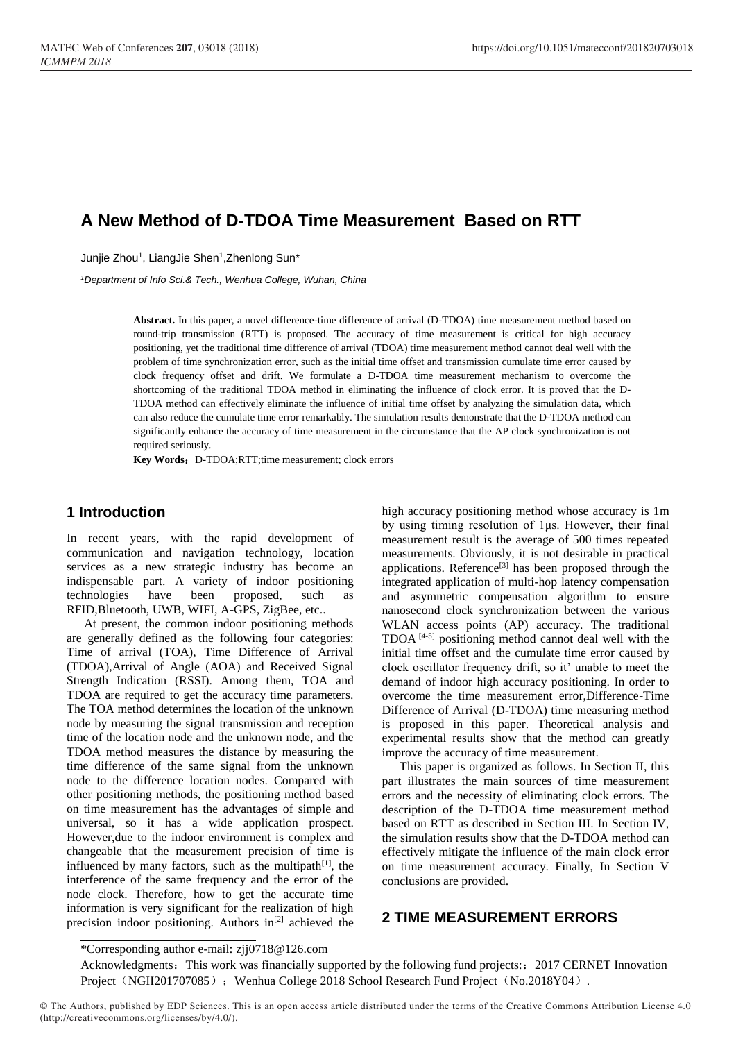# A New Method of D-TDOA Time Measurement Based on RTT

Junjie Zhou[1], LiangJie Shen[1],Zhenlong Sun*

[1]*Department of Info Sci.& Tech., Wenhua College, Wuhan, China*

**Abstract.** In this paper, a novel difference-time difference of arrival (D-TDOA) time measurement method based on round-trip transmission (RTT) is proposed. The accuracy of time measurement is critical for high accuracy positioning, yet the traditional time difference of arrival (TDOA) time measurement method cannot deal well with the problem of time synchronization error, such as the initial time offset and transmission cumulate time error caused by clock frequency offset and drift. We formulate a D-TDOA time measurement mechanism to overcome the shortcoming of the traditional TDOA method in eliminating the influence of clock error. It is proved that the D-TDOA method can effectively eliminate the influence of initial time offset by analyzing the simulation data, which can also reduce the cumulate time error remarkably. The simulation results demonstrate that the D-TDOA method can significantly enhance the accuracy of time measurement in the circumstance that the AP clock synchronization is not required seriously.

**Key Words**：D-TDOA;RTT;time measurement; clock errors

## 1 Introduction

In recent years, with the rapid development of communication and navigation technology, location services as a new strategic industry has become an indispensable part. A variety of indoor positioning technologies have been proposed, such as RFID,Bluetooth, UWB, WIFI, A-GPS, ZigBee, etc..

At present, the common indoor positioning methods are generally defined as the following four categories: Time of arrival (TOA), Time Difference of Arrival (TDOA),Arrival of Angle (AOA) and Received Signal Strength Indication (RSSI). Among them, TOA and TDOA are required to get the accuracy time parameters. The TOA method determines the location of the unknown node by measuring the signal transmission and reception time of the location node and the unknown node, and the TDOA method measures the distance by measuring the time difference of the same signal from the unknown node to the difference location nodes. Compared with other positioning methods, the positioning method based on time measurement has the advantages of simple and universal, so it has a wide application prospect. However,due to the indoor environment is complex and changeable that the measurement precision of time is influenced by many factors, such as the multipath[1], the interference of the same frequency and the error of the node clock. Therefore, how to get the accurate time information is very significant for the realization of high precision indoor positioning. Authors in[2] achieved the high accuracy positioning method whose accuracy is 1m by using timing resolution of 1μs. However, their final measurement result is the average of 500 times repeated measurements. Obviously, it is not desirable in practical applications. Reference[3] has been proposed through the integrated application of multi-hop latency compensation and asymmetric compensation algorithm to ensure nanosecond clock synchronization between the various WLAN access points (AP) accuracy. The traditional TDOA [4-5] positioning method cannot deal well with the initial time offset and the cumulate time error caused by clock oscillator frequency drift, so it' unable to meet the demand of indoor high accuracy positioning. In order to overcome the time measurement error,Difference-Time Difference of Arrival (D-TDOA) time measuring method is proposed in this paper. Theoretical analysis and experimental results show that the method can greatly improve the accuracy of time measurement.

This paper is organized as follows. In Section II, this part illustrates the main sources of time measurement errors and the necessity of eliminating clock errors. The description of the D-TDOA time measurement method based on RTT as described in Section III. In Section IV, the simulation results show that the D-TDOA method can effectively mitigate the influence of the main clock error on time measurement accuracy. Finally, In Section V conclusions are provided.

## 2 TIME MEASUREMENT ERRORS

*Corresponding author e-mail: zjj0718@126.com

Acknowledgments：This work was financially supported by the following fund projects:：2017 CERNET Innovation Project（NGII201707085）；Wenhua College 2018 School Research Fund Project（No.2018Y04）.

© The Authors, published by EDP Sciences. This is an open access article distributed under the terms of the Creative Commons Attribution License 4.0 (http://creativecommons.org/licenses/by/4.0/).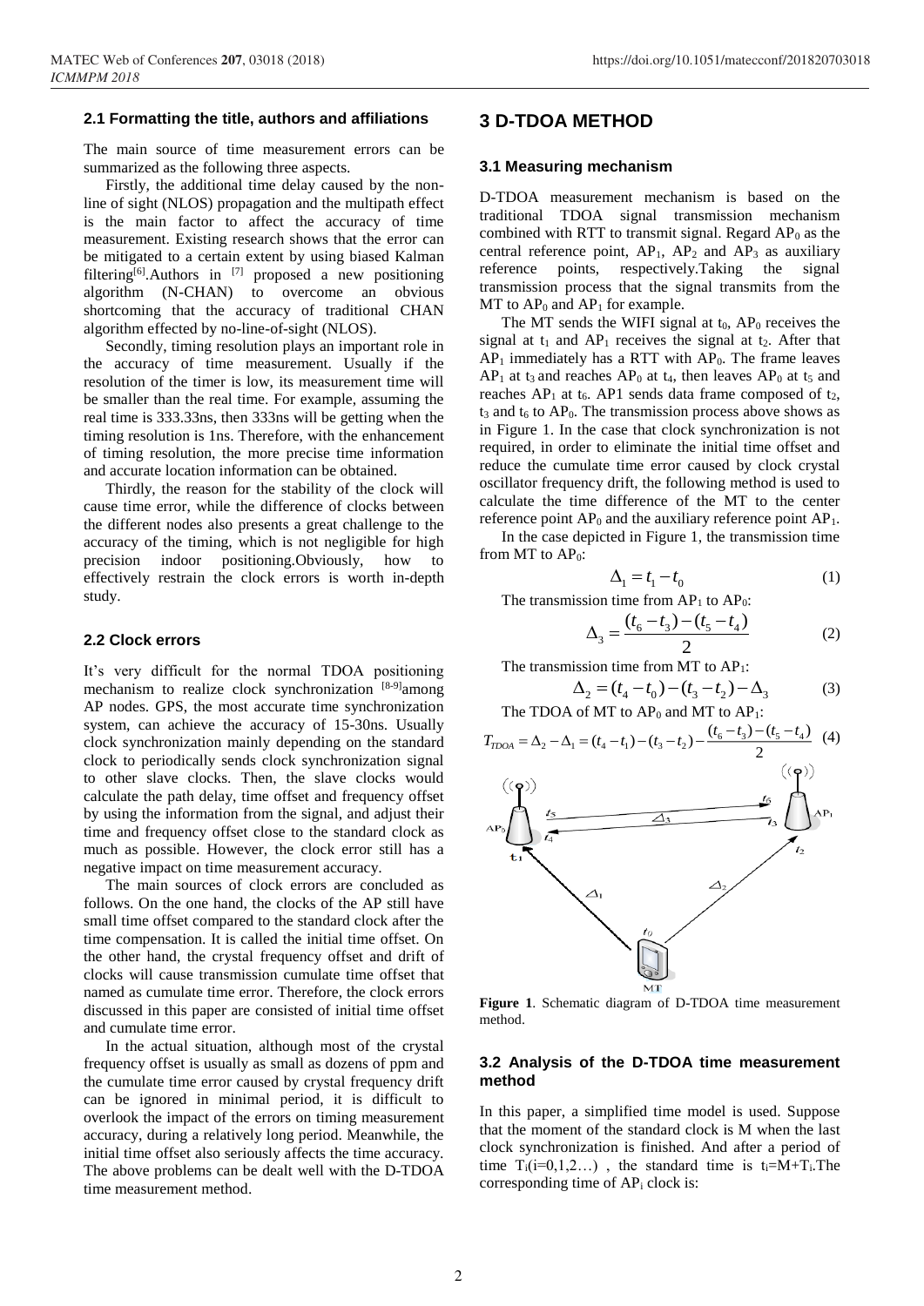### 2.1 Formatting the title, authors and affiliations

The main source of time measurement errors can be summarized as the following three aspects.

Firstly, the additional time delay caused by the non-line of sight (NLOS) propagation and the multipath effect is the main factor to affect the accuracy of time measurement. Existing research shows that the error can be mitigated to a certain extent by using biased Kalman filtering[6].Authors in [7] proposed a new positioning algorithm (N-CHAN) to overcome an obvious shortcoming that the accuracy of traditional CHAN algorithm effected by no-line-of-sight (NLOS).

Secondly, timing resolution plays an important role in the accuracy of time measurement. Usually if the resolution of the timer is low, its measurement time will be smaller than the real time. For example, assuming the real time is 333.33ns, then 333ns will be getting when the timing resolution is 1ns. Therefore, with the enhancement of timing resolution, the more precise time information and accurate location information can be obtained.

Thirdly, the reason for the stability of the clock will cause time error, while the difference of clocks between the different nodes also presents a great challenge to the accuracy of the timing, which is not negligible for high precision indoor positioning.Obviously, how to effectively restrain the clock errors is worth in-depth study.

### 2.2 Clock errors

It's very difficult for the normal TDOA positioning mechanism to realize clock synchronization [8-9]among AP nodes. GPS, the most accurate time synchronization system, can achieve the accuracy of 15-30ns. Usually clock synchronization mainly depending on the standard clock to periodically sends clock synchronization signal to other slave clocks. Then, the slave clocks would calculate the path delay, time offset and frequency offset by using the information from the signal, and adjust their time and frequency offset close to the standard clock as much as possible. However, the clock error still has a negative impact on time measurement accuracy.

The main sources of clock errors are concluded as follows. On the one hand, the clocks of the AP still have small time offset compared to the standard clock after the time compensation. It is called the initial time offset. On the other hand, the crystal frequency offset and drift of clocks will cause transmission cumulate time offset that named as cumulate time error. Therefore, the clock errors discussed in this paper are consisted of initial time offset and cumulate time error.

In the actual situation, although most of the crystal frequency offset is usually as small as dozens of ppm and the cumulate time error caused by crystal frequency drift can be ignored in minimal period, it is difficult to overlook the impact of the errors on timing measurement accuracy, during a relatively long period. Meanwhile, the initial time offset also seriously affects the time accuracy. The above problems can be dealt well with the D-TDOA time measurement method.

## 3 D-TDOA METHOD

### 3.1 Measuring mechanism

D-TDOA measurement mechanism is based on the traditional TDOA signal transmission mechanism combined with RTT to transmit signal. Regard $AP_0$ as the central reference point, $AP_1$, $AP_2$ and $AP_3$ as auxiliary reference points, respectively.Taking the signal transmission process that the signal transmits from the MT to $AP_0$ and $AP_1$ for example.

The MT sends the WIFI signal at $t_0$, $AP_0$ receives the signal at $t_1$ and $AP_1$ receives the signal at $t_2$. After that $AP_1$ immediately has a RTT with $AP_0$. The frame leaves $AP_1$ at $t_3$ and reaches $AP_0$ at $t_4$, then leaves $AP_0$ at $t_5$ and reaches $AP_1$ at $t_6$. AP1 sends data frame composed of $t_2$, $t_3$ and $t_6$ to $AP_0$. The transmission process above shows as in Figure 1. In the case that clock synchronization is not required, in order to eliminate the initial time offset and reduce the cumulate time error caused by clock crystal oscillator frequency drift, the following method is used to calculate the time difference of the MT to the center reference point $AP_0$ and the auxiliary reference point $AP_1$.

In the case depicted in Figure 1, the transmission time from MT to $AP_0$:

$$\Delta_1 = t_1 - t_0 \tag{1}$$

The transmission time from $AP_1$ to $AP_0$:

$$\Delta_3 = \frac{(t_6 - t_3) - (t_5 - t_4)}{2} \tag{2}$$

The transmission time from MT to $AP_1$:

$$\Delta_2 = (t_4 - t_0) - (t_3 - t_2) - \Delta_3 \tag{3}$$

The TDOA of MT to $AP_0$ and MT to $AP_1$:

$$T_{TDOA} = \Delta_2 - \Delta_1 = (t_4 - t_1) - (t_3 - t_2) - \frac{(t_6 - t_3) - (t_5 - t_4)}{2} \tag{4}$$

**Figure 1**. Schematic diagram of D-TDOA time measurement method.

### 3.2 Analysis of the D-TDOA time measurement method

In this paper, a simplified time model is used. Suppose that the moment of the standard clock is M when the last clock synchronization is finished. And after a period of time $T_i(i=0,1,2\ldots)$ , the standard time is $t_i=M+T_i$.The corresponding time of $AP_i$ clock is: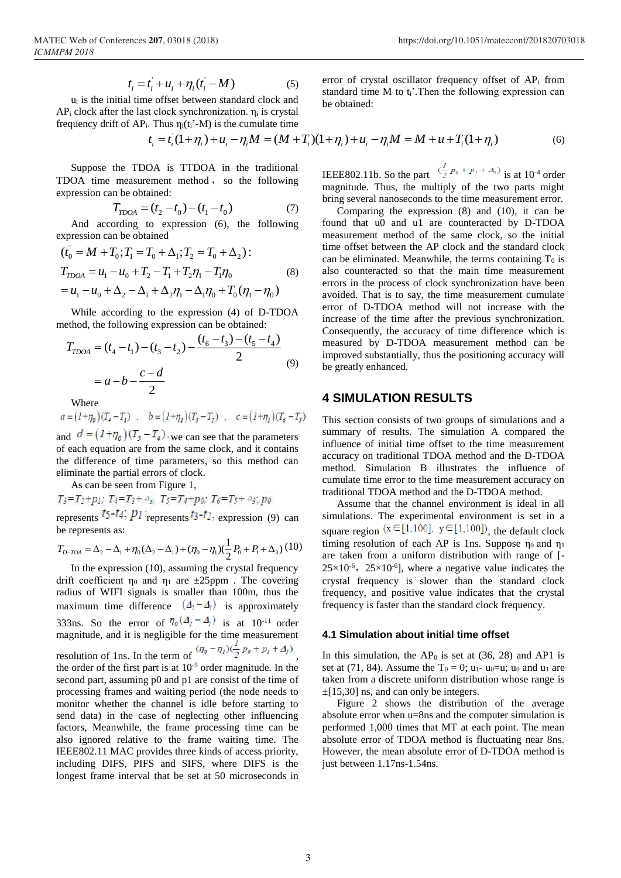$$t_i = t_i^{'} + u_i + \eta_i(t_i^{'} - M) \tag{5}$$

$u_i$ is the initial time offset between standard clock and $AP_i$ clock after the last clock synchronization. $\eta_i$ is crystal frequency drift of $AP_i$. Thus $\eta_i(t_i'-M)$ is the cumulate time error of crystal oscillator frequency offset of $AP_i$ from standard time M to $t_i'$.Then the following expression can be obtained:

$$t_i = t_i^{'}(1+\eta_i) + u_i - \eta_i M = (M + T_i)(1+\eta_i) + u_i - \eta_i M = M + u + T_i(1+\eta_i) \tag{6}$$

Suppose the TDOA is TTDOA in the traditional TDOA time measurement method，so the following expression can be obtained:

$$T_{TDOA} = (t_2 - t_0) - (t_1 - t_0) \tag{7}$$

And according to expression (6), the following expression can be obtained

$$(t_0^{'} = M + T_0; T_1 = T_0 + \Delta_1; T_2 = T_0 + \Delta_2):$$

$$T_{TDOA} = u_1 - u_0 + T_2 - T_1 + T_2\eta_1 - T_1\eta_0 \tag{8}$$

$$= u_1 - u_0 + \Delta_2 - \Delta_1 + \Delta_2\eta_1 - \Delta_1\eta_0 + T_0(\eta_1 - \eta_0)$$

While according to the expression (4) of D-TDOA method, the following expression can be obtained:

$$T_{TDOA} = (t_4 - t_1) - (t_3 - t_2) - \frac{(t_6 - t_3) - (t_5 - t_4)}{2}$$
$$= a - b - \frac{c-d}{2} \tag{9}$$

Where

$a = (1+\eta_0)(T_4 - T_1)$，$b = (1+\eta_1)(T_3 - T_2)$，$c = (1+\eta_1)(T_6 - T_3)$ and $d = (1+\eta_0)(T_5 - T_4)$, we can see that the parameters of each equation are from the same clock, and it contains the difference of time parameters, so this method can eliminate the partial errors of clock.

As can be seen from Figure 1,

$T_3 = T_2 + p_1;\ T_4 = T_3 + \Delta_3;\ T_5 = T_4 + p_0;\ T_6 = T_5 + \Delta_3;\ p_0$ represents $t_5 - t_4$; $p_1$ represents $t_3 - t_2$, expression (9) can be represents as:

$$T_{D-TOA} = \Delta_2 - \Delta_1 + \eta_0(\Delta_2 - \Delta_1) + (\eta_0 - \eta_1)(\frac{1}{2}P_0 + P_1 + \Delta_3) \tag{10}$$

In the expression (10), assuming the crystal frequency drift coefficient $\eta_0$ and $\eta_1$ are ±25ppm . The covering radius of WIFI signals is smaller than 100m, thus the maximum time difference $(\Delta_2 - \Delta_1)$ is approximately 333ns. So the error of $\eta_0(\Delta_2 - \Delta_1)$ is at $10^{-11}$ order magnitude, and it is negligible for the time measurement resolution of 1ns. In the term of $(\eta_0 - \eta_1)(\frac{1}{2}p_0 + p_1 + \Delta_3)$, the order of the first part is at $10^{-5}$ order magnitude. In the second part, assuming p0 and p1 are consist of the time of processing frames and waiting period (the node needs to monitor whether the channel is idle before starting to send data) in the case of neglecting other influencing factors, Meanwhile, the frame processing time can be also ignored relative to the frame waiting time. The IEEE802.11 MAC provides three kinds of access priority, including DIFS, PIFS and SIFS, where DIFS is the longest frame interval that be set at 50 microseconds in IEEE802.11b. So the part $(\frac{1}{2}p_0 + p_1 + \Delta_3)$ is at $10^{-4}$ order magnitude. Thus, the multiply of the two parts might bring several nanoseconds to the time measurement error.

Comparing the expression (8) and (10), it can be found that u0 and u1 are counteracted by D-TDOA measurement method of the same clock, so the initial time offset between the AP clock and the standard clock can be eliminated. Meanwhile, the terms containing $T_0$ is also counteracted so that the main time measurement errors in the process of clock synchronization have been avoided. That is to say, the time measurement cumulate error of D-TDOA method will not increase with the increase of the time after the previous synchronization. Consequently, the accuracy of time difference which is measured by D-TDOA measurement method can be improved substantially, thus the positioning accuracy will be greatly enhanced.

## 4 SIMULATION RESULTS

This section consists of two groups of simulations and a summary of results. The simulation A compared the influence of initial time offset to the time measurement accuracy on traditional TDOA method and the D-TDOA method. Simulation B illustrates the influence of cumulate time error to the time measurement accuracy on traditional TDOA method and the D-TDOA method.

Assume that the channel environment is ideal in all simulations. The experimental environment is set in a square region $(x \in [1,100],\ y \in [1,100])$, the default clock timing resolution of each AP is 1ns. Suppose $\eta_0$ and $\eta_1$ are taken from a uniform distribution with range of [-25×$10^{-6}$，25×$10^{-6}$], where a negative value indicates the crystal frequency is slower than the standard clock frequency, and positive value indicates that the crystal frequency is faster than the standard clock frequency.

### 4.1 Simulation about initial time offset

In this simulation, the $AP_0$ is set at (36, 28) and AP1 is set at (71, 84). Assume the $T_0$ = 0; $u_1$- $u_0$=u; $u_0$ and $u_1$ are taken from a discrete uniform distribution whose range is ±[15,30] ns, and can only be integers.

Figure 2 shows the distribution of the average absolute error when u=8ns and the computer simulation is performed 1,000 times that MT at each point. The mean absolute error of TDOA method is fluctuating near 8ns. However, the mean absolute error of D-TDOA method is just between 1.17ns-1.54ns.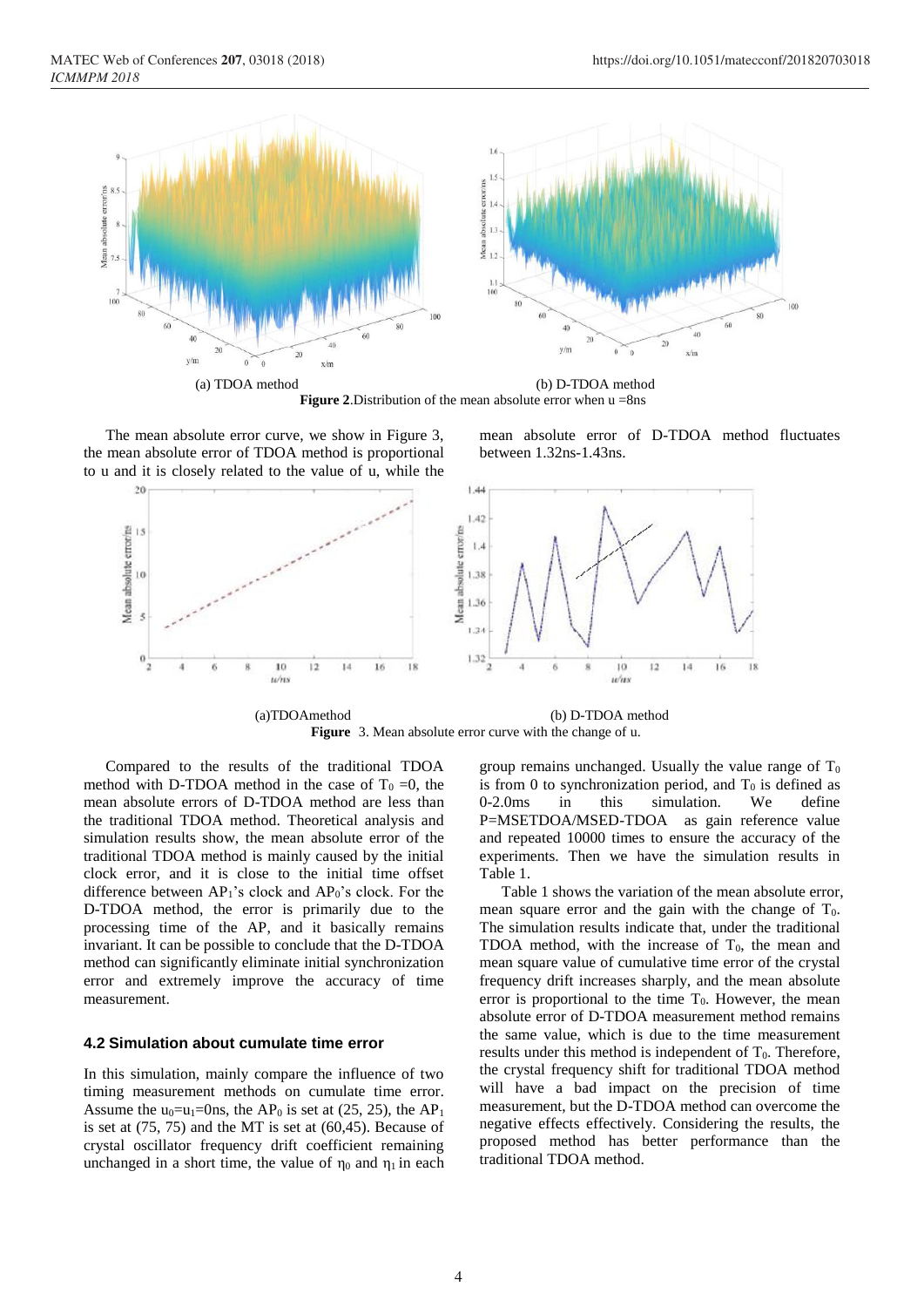(a) TDOA method

(b) D-TDOA method

**Figure 2**.Distribution of the mean absolute error when u =8ns

The mean absolute error curve, we show in Figure 3, the mean absolute error of TDOA method is proportional to u and it is closely related to the value of u, while the mean absolute error of D-TDOA method fluctuates between 1.32ns-1.43ns.

(a)TDOAmethod

(b) D-TDOA method

**Figure** 3. Mean absolute error curve with the change of u.

Compared to the results of the traditional TDOA method with D-TDOA method in the case of $T_0$ =0, the mean absolute errors of D-TDOA method are less than the traditional TDOA method. Theoretical analysis and simulation results show, the mean absolute error of the traditional TDOA method is mainly caused by the initial clock error, and it is close to the initial time offset difference between $AP_1$'s clock and $AP_0$'s clock. For the D-TDOA method, the error is primarily due to the processing time of the AP, and it basically remains invariant. It can be possible to conclude that the D-TDOA method can significantly eliminate initial synchronization error and extremely improve the accuracy of time measurement.

### 4.2 Simulation about cumulate time error

In this simulation, mainly compare the influence of two timing measurement methods on cumulate time error. Assume the $u_0$=$u_1$=0ns, the $AP_0$ is set at (25, 25), the $AP_1$ is set at (75, 75) and the MT is set at (60,45). Because of crystal oscillator frequency drift coefficient remaining unchanged in a short time, the value of $\eta_0$ and $\eta_1$ in each group remains unchanged. Usually the value range of $T_0$ is from 0 to synchronization period, and $T_0$ is defined as 0-2.0ms in this simulation. We define P=MSETDOA/MSED-TDOA as gain reference value and repeated 10000 times to ensure the accuracy of the experiments. Then we have the simulation results in Table 1.

Table 1 shows the variation of the mean absolute error, mean square error and the gain with the change of $T_0$. The simulation results indicate that, under the traditional TDOA method, with the increase of $T_0$, the mean and mean square value of cumulative time error of the crystal frequency drift increases sharply, and the mean absolute error is proportional to the time $T_0$. However, the mean absolute error of D-TDOA measurement method remains the same value, which is due to the time measurement results under this method is independent of $T_0$. Therefore, the crystal frequency shift for traditional TDOA method will have a bad impact on the precision of time measurement, but the D-TDOA method can overcome the negative effects effectively. Considering the results, the proposed method has better performance than the traditional TDOA method.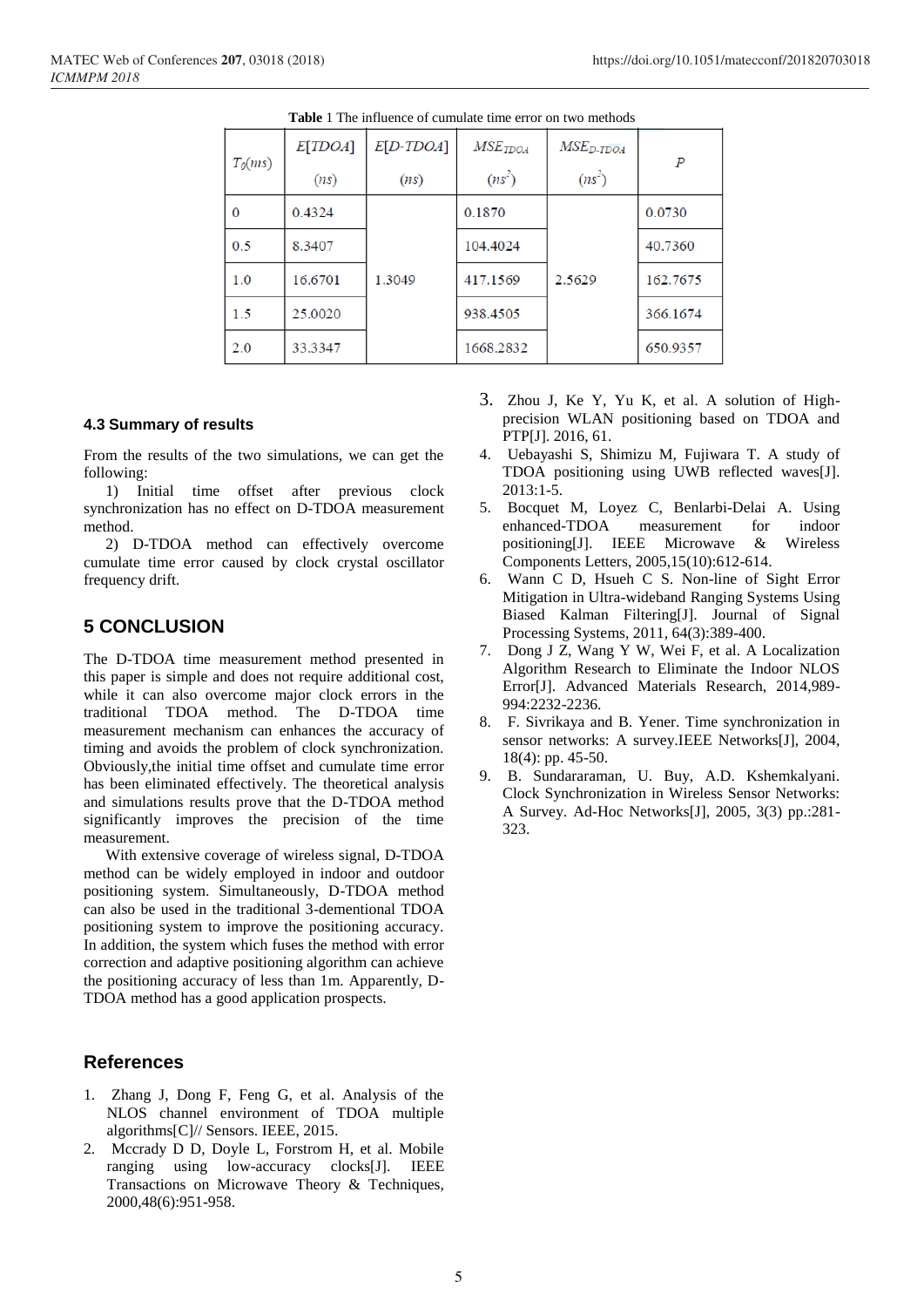**Table** 1 The influence of cumulate time error on two methods

| $T_0(ms)$ | $E[TDOA]$ $(ns)$ | $E[D\text{-}TDOA]$ $(ns)$ | $MSE_{TDOA}$ $(ns^2)$ | $MSE_{D\text{-}TDOA}$ $(ns^2)$ | $P$ |
|---|---|---|---|---|---|
| 0 | 0.4324 | 1.3049 | 0.1870 | 2.5629 | 0.0730 |
| 0.5 | 8.3407 | | 104.4024 | | 40.7360 |
| 1.0 | 16.6701 | | 417.1569 | | 162.7675 |
| 1.5 | 25.0020 | | 938.4505 | | 366.1674 |
| 2.0 | 33.3347 | | 1668.2832 | | 650.9357 |

### 4.3 Summary of results

From the results of the two simulations, we can get the following:

1) Initial time offset after previous clock synchronization has no effect on D-TDOA measurement method.

2) D-TDOA method can effectively overcome cumulate time error caused by clock crystal oscillator frequency drift.

## 5 CONCLUSION

The D-TDOA time measurement method presented in this paper is simple and does not require additional cost, while it can also overcome major clock errors in the traditional TDOA method. The D-TDOA time measurement mechanism can enhances the accuracy of timing and avoids the problem of clock synchronization. Obviously,the initial time offset and cumulate time error has been eliminated effectively. The theoretical analysis and simulations results prove that the D-TDOA method significantly improves the precision of the time measurement.

With extensive coverage of wireless signal, D-TDOA method can be widely employed in indoor and outdoor positioning system. Simultaneously, D-TDOA method can also be used in the traditional 3-demention al TDOA positioning system to improve the positioning accuracy. In addition, the system which fuses the method with error correction and adaptive positioning algorithm can achieve the positioning accuracy of less than 1m. Apparently, D-TDOA method has a good application prospects.

## References

1. Zhang J, Dong F, Feng G, et al. Analysis of the NLOS channel environment of TDOA multiple algorithms[C]// Sensors. IEEE, 2015.
2. Mccrady D D, Doyle L, Forstrom H, et al. Mobile ranging using low-accuracy clocks[J]. IEEE Transactions on Microwave Theory & Techniques, 2000,48(6):951-958.
3. Zhou J, Ke Y, Yu K, et al. A solution of High-precision WLAN positioning based on TDOA and PTP[J]. 2016, 61.
4. Uebayashi S, Shimizu M, Fujiwara T. A study of TDOA positioning using UWB reflected waves[J]. 2013:1-5.
5. Bocquet M, Loyez C, Benlarbi-Delai A. Using enhanced-TDOA measurement for indoor positioning[J]. IEEE Microwave & Wireless Components Letters, 2005,15(10):612-614.
6. Wann C D, Hsueh C S. Non-line of Sight Error Mitigation in Ultra-wideband Ranging Systems Using Biased Kalman Filtering[J]. Journal of Signal Processing Systems, 2011, 64(3):389-400.
7. Dong J Z, Wang Y W, Wei F, et al. A Localization Algorithm Research to Eliminate the Indoor NLOS Error[J]. Advanced Materials Research, 2014,989-994:2232-2236.
8. F. Sivrikaya and B. Yener. Time synchronization in sensor networks: A survey.IEEE Networks[J], 2004, 18(4): pp. 45-50.
9. B. Sundararaman, U. Buy, A.D. Kshemkalyani. Clock Synchronization in Wireless Sensor Networks: A Survey. Ad-Hoc Networks[J], 2005, 3(3) pp.:281-323.